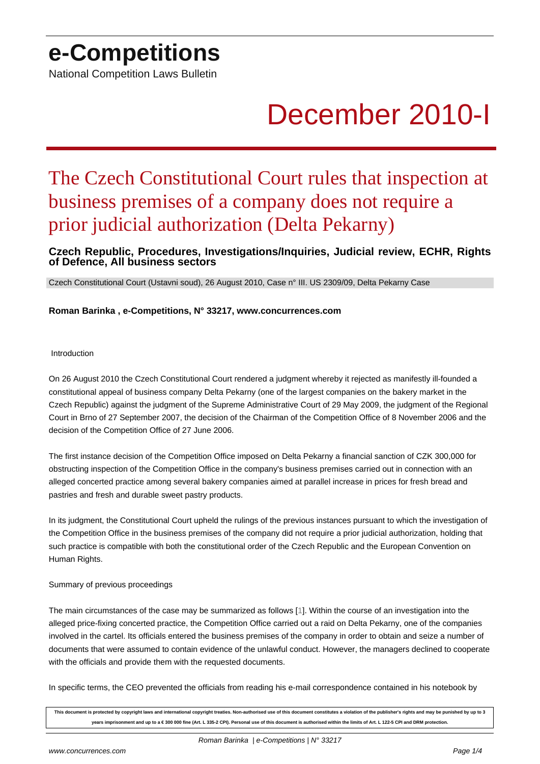# e-Competitions

National Competition Laws Bulletin

# December 2010-I

## The Czech Constitutional Court rules that inspection at business premises of a company does not require a prior judicial authorization (Delta Pekarny)

**Czech Republic, Procedures, Investigations/Inquiries, Judicial review, ECHR, Rights of Defence, All business sectors**

Czech Constitutional Court (Ustavni soud), 26 August 2010, Case n° III. US 2309/09, Delta Pekarny Case

**Roman Barinka , e-Competitions, N° 33217, www.concurrences.com**

Introduction

On 26 August 2010 the Czech Constitutional Court rendered a judgment whereby it rejected as manifestly ill-founded a constitutional appeal of business company Delta Pekarny (one of the largest companies on the bakery market in the Czech Republic) against the judgment of the Supreme Administrative Court of 29 May 2009, the judgment of the Regional Court in Brno of 27 September 2007, the decision of the Chairman of the Competition Office of 8 November 2006 and the decision of the Competition Office of 27 June 2006.

The first instance decision of the Competition Office imposed on Delta Pekarny a financial sanction of CZK 300,000 for obstructing inspection of the Competition Office in the company's business premises carried out in connection with an alleged concerted practice among several bakery companies aimed at parallel increase in prices for fresh bread and pastries and fresh and durable sweet pastry products.

In its judgment, the Constitutional Court upheld the rulings of the previous instances pursuant to which the investigation of the Competition Office in the business premises of the company did not require a prior judicial authorization, holding that such practice is compatible with both the constitutional order of the Czech Republic and the European Convention on Human Rights.

Summary of previous proceedings

The main circumstances of the case may be summarized as follows [1]. Within the course of an investigation into the alleged price-fixing concerted practice, the Competition Office carried out a raid on Delta Pekarny, one of the companies involved in the cartel. Its officials entered the business premises of the company in order to obtain and seize a number of documents that were assumed to contain evidence of the unlawful conduct. However, the managers declined to cooperate with the officials and provide them with the requested documents.

In specific terms, the CEO prevented the officials from reading his e-mail correspondence contained in his notebook by

This document is protected by copyright laws and international copyright treaties. Non-authorised use of this document constitutes a violation of the publisher's rights and may be punished by up to 3 years imprisonment and up to a € 300 000 fine (Art. L 335-2 CPI). Personal use of this document is authorised within the limits of Art. L 122-5 CPI and DRM protection.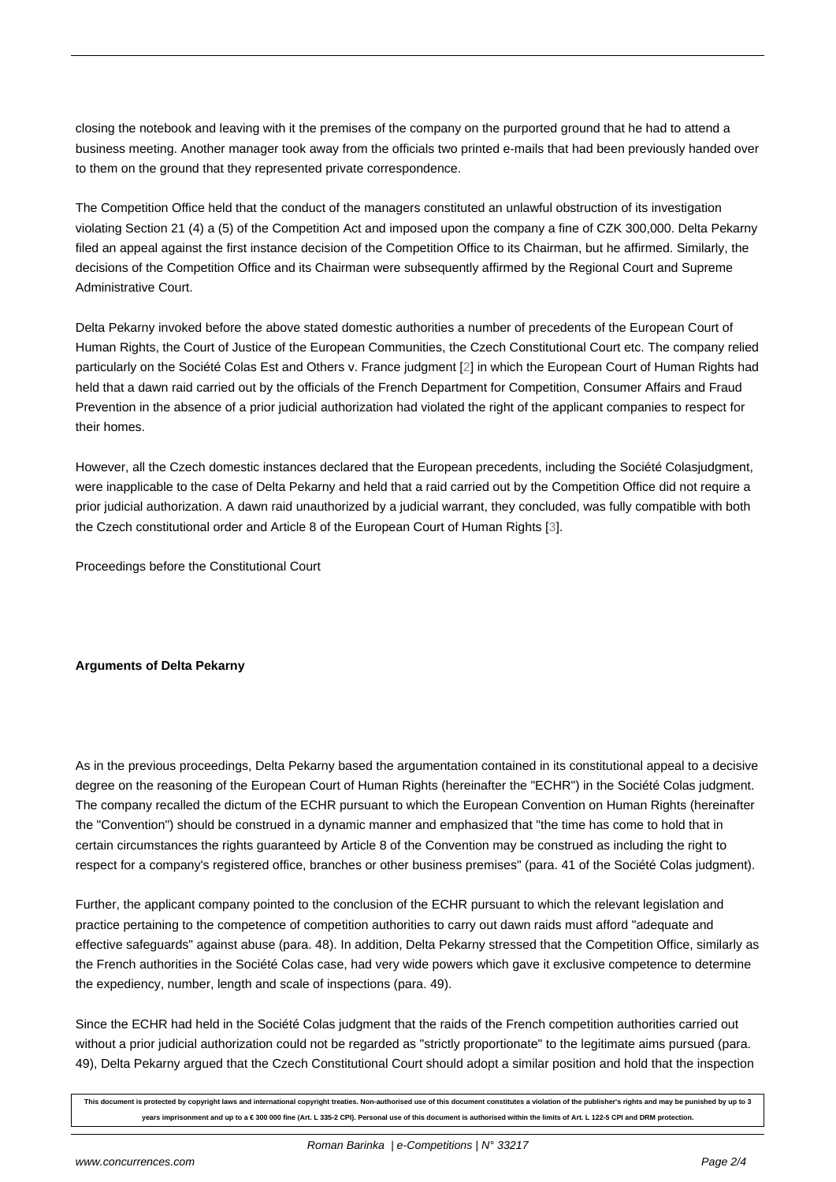closing the notebook and leaving with it the premises of the company on the purported ground that he had to attend a business meeting. Another manager took away from the officials two printed e-mails that had been previously handed over to them on the ground that they represented private correspondence.

The Competition Office held that the conduct of the managers constituted an unlawful obstruction of its investigation violating Section 21 (4) a (5) of the Competition Act and imposed upon the company a fine of CZK 300,000. Delta Pekarny filed an appeal against the first instance decision of the Competition Office to its Chairman, but he affirmed. Similarly, the decisions of the Competition Office and its Chairman were subsequently affirmed by the Regional Court and Supreme Administrative Court.

Delta Pekarny invoked before the above stated domestic authorities a number of precedents of the European Court of Human Rights, the Court of Justice of the European Communities, the Czech Constitutional Court etc. The company relied particularly on the Société Colas Est and Others v. France judgment [2] in which the European Court of Human Rights had held that a dawn raid carried out by the officials of the French Department for Competition, Consumer Affairs and Fraud Prevention in the absence of a prior judicial authorization had violated the right of the applicant companies to respect for their homes.

However, all the Czech domestic instances declared that the European precedents, including the Société Colasjudgment, were inapplicable to the case of Delta Pekarny and held that a raid carried out by the Competition Office did not require a prior judicial authorization. A dawn raid unauthorized by a judicial warrant, they concluded, was fully compatible with both the Czech constitutional order and Article 8 of the European Court of Human Rights [3].

Proceedings before the Constitutional Court

**Arguments of Delta Pekarny**

As in the previous proceedings, Delta Pekarny based the argumentation contained in its constitutional appeal to a decisive degree on the reasoning of the European Court of Human Rights (hereinafter the "ECHR") in the Société Colas judgment. The company recalled the dictum of the ECHR pursuant to which the European Convention on Human Rights (hereinafter the "Convention") should be construed in a dynamic manner and emphasized that "the time has come to hold that in certain circumstances the rights guaranteed by Article 8 of the Convention may be construed as including the right to respect for a company's registered office, branches or other business premises" (para. 41 of the Société Colas judgment).

Further, the applicant company pointed to the conclusion of the ECHR pursuant to which the relevant legislation and practice pertaining to the competence of competition authorities to carry out dawn raids must afford "adequate and effective safeguards" against abuse (para. 48). In addition, Delta Pekarny stressed that the Competition Office, similarly as the French authorities in the Société Colas case, had very wide powers which gave it exclusive competence to determine the expediency, number, length and scale of inspections (para. 49).

Since the ECHR had held in the Société Colas judgment that the raids of the French competition authorities carried out without a prior judicial authorization could not be regarded as "strictly proportionate" to the legitimate aims pursued (para. 49), Delta Pekarny argued that the Czech Constitutional Court should adopt a similar position and hold that the inspection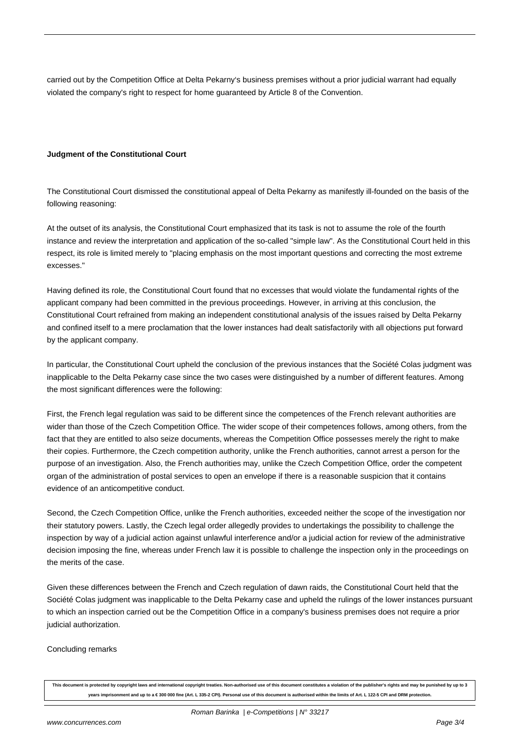carried out by the Competition Office at Delta Pekarny's business premises without a prior judicial warrant had equally violated the company's right to respect for home guaranteed by Article 8 of the Convention.

**Judgment of the Constitutional Court**

The Constitutional Court dismissed the constitutional appeal of Delta Pekarny as manifestly ill-founded on the basis of the following reasoning:

At the outset of its analysis, the Constitutional Court emphasized that its task is not to assume the role of the fourth instance and review the interpretation and application of the so-called "simple law". As the Constitutional Court held in this respect, its role is limited merely to "placing emphasis on the most important questions and correcting the most extreme excesses."

Having defined its role, the Constitutional Court found that no excesses that would violate the fundamental rights of the applicant company had been committed in the previous proceedings. However, in arriving at this conclusion, the Constitutional Court refrained from making an independent constitutional analysis of the issues raised by Delta Pekarny and confined itself to a mere proclamation that the lower instances had dealt satisfactorily with all objections put forward by the applicant company.

In particular, the Constitutional Court upheld the conclusion of the previous instances that the Société Colas judgment was inapplicable to the Delta Pekarny case since the two cases were distinguished by a number of different features. Among the most significant differences were the following:

First, the French legal regulation was said to be different since the competences of the French relevant authorities are wider than those of the Czech Competition Office. The wider scope of their competences follows, among others, from the fact that they are entitled to also seize documents, whereas the Competition Office possesses merely the right to make their copies. Furthermore, the Czech competition authority, unlike the French authorities, cannot arrest a person for the purpose of an investigation. Also, the French authorities may, unlike the Czech Competition Office, order the competent organ of the administration of postal services to open an envelope if there is a reasonable suspicion that it contains evidence of an anticompetitive conduct.

Second, the Czech Competition Office, unlike the French authorities, exceeded neither the scope of the investigation nor their statutory powers. Lastly, the Czech legal order allegedly provides to undertakings the possibility to challenge the inspection by way of a judicial action against unlawful interference and/or a judicial action for review of the administrative decision imposing the fine, whereas under French law it is possible to challenge the inspection only in the proceedings on the merits of the case.

Given these differences between the French and Czech regulation of dawn raids, the Constitutional Court held that the Société Colas judgment was inapplicable to the Delta Pekarny case and upheld the rulings of the lower instances pursuant to which an inspection carried out be the Competition Office in a company's business premises does not require a prior judicial authorization.

Concluding remarks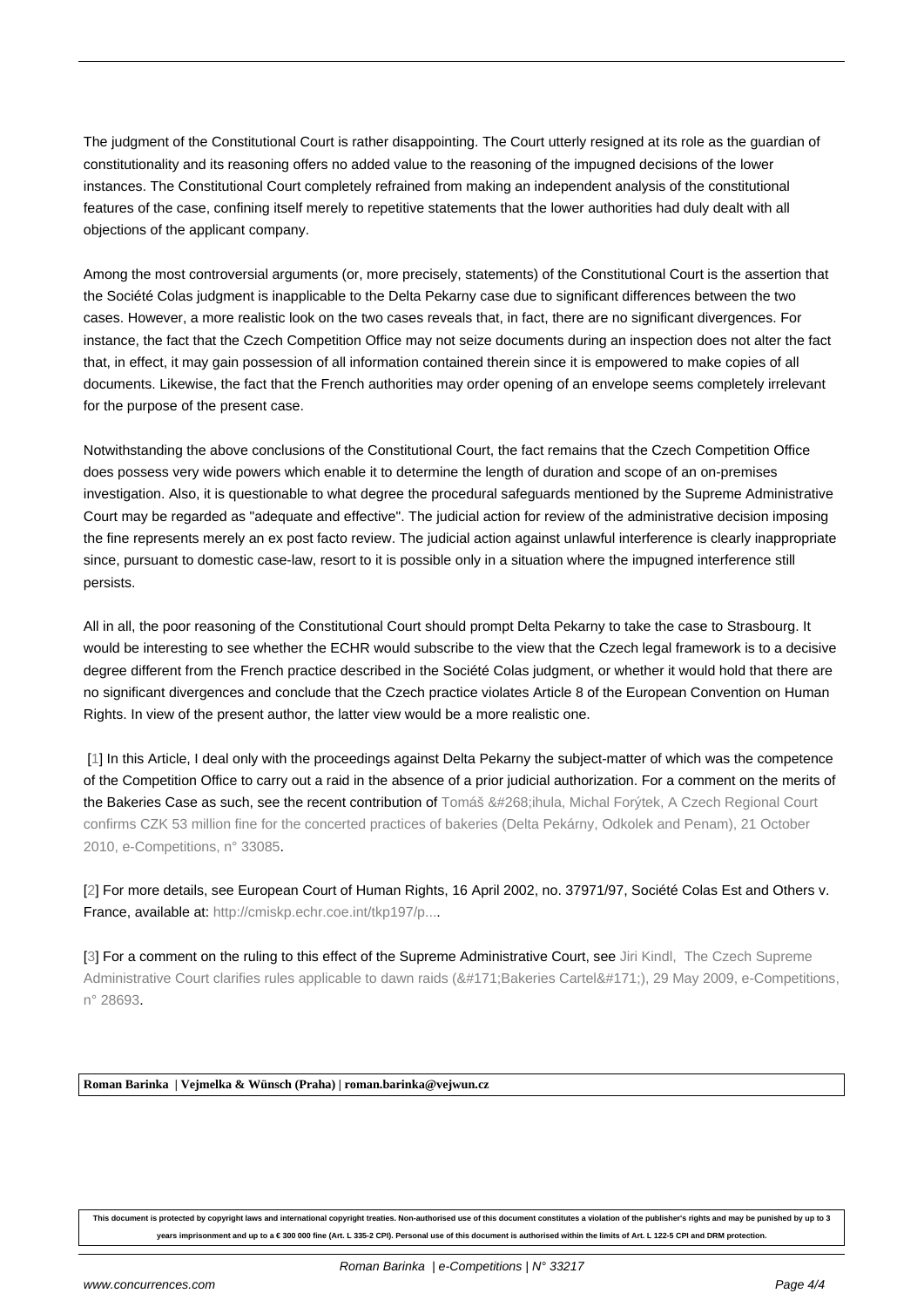The judgment of the Constitutional Court is rather disappointing. The Court utterly resigned at its role as the guardian of constitutionality and its reasoning offers no added value to the reasoning of the impugned decisions of the lower instances. The Constitutional Court completely refrained from making an independent analysis of the constitutional features of the case, confining itself merely to repetitive statements that the lower authorities had duly dealt with all objections of the applicant company.

Among the most controversial arguments (or, more precisely, statements) of the Constitutional Court is the assertion that the Société Colas judgment is inapplicable to the Delta Pekarny case due to significant differences between the two cases. However, a more realistic look on the two cases reveals that, in fact, there are no significant divergences. For instance, the fact that the Czech Competition Office may not seize documents during an inspection does not alter the fact that, in effect, it may gain possession of all information contained therein since it is empowered to make copies of all documents. Likewise, the fact that the French authorities may order opening of an envelope seems completely irrelevant for the purpose of the present case.

Notwithstanding the above conclusions of the Constitutional Court, the fact remains that the Czech Competition Office does possess very wide powers which enable it to determine the length of duration and scope of an on-premises investigation. Also, it is questionable to what degree the procedural safeguards mentioned by the Supreme Administrative Court may be regarded as "adequate and effective". The judicial action for review of the administrative decision imposing the fine represents merely an ex post facto review. The judicial action against unlawful interference is clearly inappropriate since, pursuant to domestic case-law, resort to it is possible only in a situation where the impugned interference still persists.

All in all, the poor reasoning of the Constitutional Court should prompt Delta Pekarny to take the case to Strasbourg. It would be interesting to see whether the ECHR would subscribe to the view that the Czech legal framework is to a decisive degree different from the French practice described in the Société Colas judgment, or whether it would hold that there are no significant divergences and conclude that the Czech practice violates Article 8 of the European Convention on Human Rights. In view of the present author, the latter view would be a more realistic one.

[1] In this Article, I deal only with the proceedings against Delta Pekarny the subject-matter of which was the competence of the Competition Office to carry out a raid in the absence of a prior judicial authorization. For a comment on the merits of the Bakeries Case as such, see the recent contribution of Tomáš &#268;ihula, Michal Forýtek, A Czech Regional Court confirms CZK 53 million fine for the concerted practices of bakeries (Delta Pekárny, Odkolek and Penam), 21 October 2010, e-Competitions, n° 33085.

[2] For more details, see European Court of Human Rights, 16 April 2002, no. 37971/97, Société Colas Est and Others v. France, available at: http://cmiskp.echr.coe.int/tkp197/p....

[3] For a comment on the ruling to this effect of the Supreme Administrative Court, see Jiri Kindl, The Czech Supreme Administrative Court clarifies rules applicable to dawn raids (&#171;Bakeries Cartel&#171;), 29 May 2009, e-Competitions, n° 28693.

**Roman Barinka | Vejmelka & Wünsch (Praha) | roman.barinka@vejwun.cz**